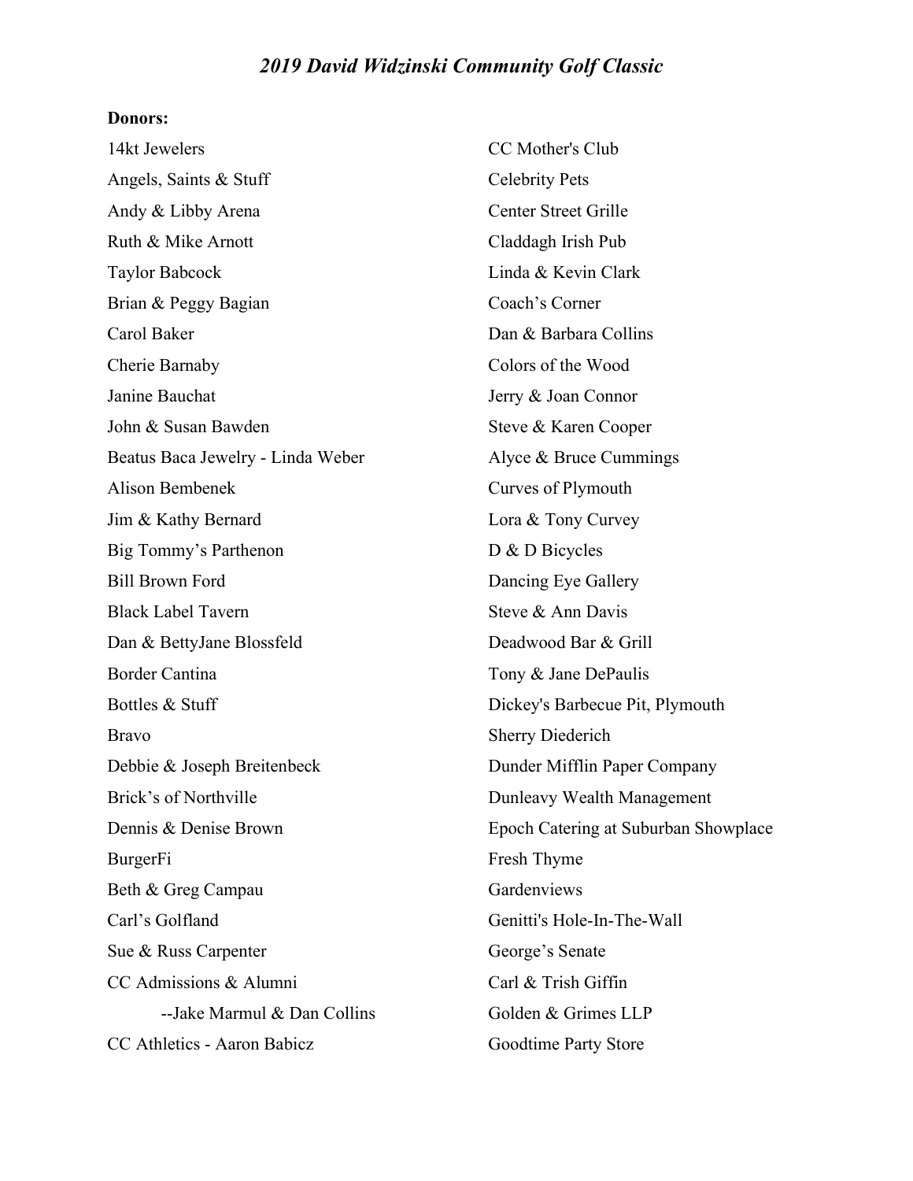# *2019 David Widzinski Community Golf Classic*

**Donors:**

14kt Jewelers
Angels, Saints & Stuff
Andy & Libby Arena
Ruth & Mike Arnott
Taylor Babcock
Brian & Peggy Bagian
Carol Baker
Cherie Barnaby
Janine Bauchat
John & Susan Bawden
Beatus Baca Jewelry - Linda Weber
Alison Bembenek
Jim & Kathy Bernard
Big Tommy's Parthenon
Bill Brown Ford
Black Label Tavern
Dan & BettyJane Blossfeld
Border Cantina
Bottles & Stuff
Bravo
Debbie & Joseph Breitenbeck
Brick's of Northville
Dennis & Denise Brown
BurgerFi
Beth & Greg Campau
Carl's Golfland
Sue & Russ Carpenter
CC Admissions & Alumni
    --Jake Marmul & Dan Collins
CC Athletics - Aaron Babicz
CC Mother's Club
Celebrity Pets
Center Street Grille
Claddagh Irish Pub
Linda & Kevin Clark
Coach's Corner
Dan & Barbara Collins
Colors of the Wood
Jerry & Joan Connor
Steve & Karen Cooper
Alyce & Bruce Cummings
Curves of Plymouth
Lora & Tony Curvey
D & D Bicycles
Dancing Eye Gallery
Steve & Ann Davis
Deadwood Bar & Grill
Tony & Jane DePaulis
Dickey's Barbecue Pit, Plymouth
Sherry Diederich
Dunder Mifflin Paper Company
Dunleavy Wealth Management
Epoch Catering at Suburban Showplace
Fresh Thyme
Gardenviews
Genitti's Hole-In-The-Wall
George's Senate
Carl & Trish Giffin
Golden & Grimes LLP
Goodtime Party Store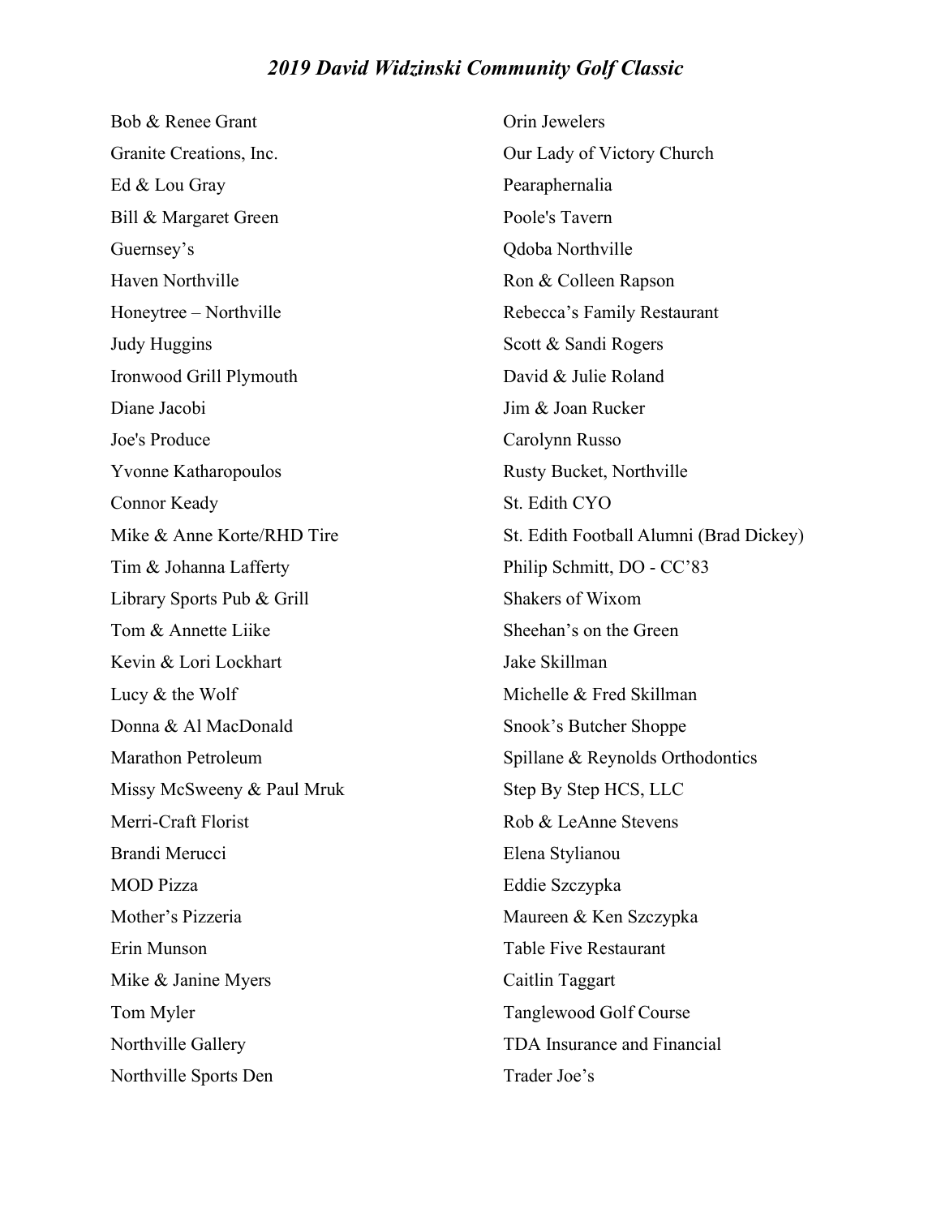*2019 David Widzinski Community Golf Classic*

Bob & Renee Grant
Granite Creations, Inc.
Ed & Lou Gray
Bill & Margaret Green
Guernsey's
Haven Northville
Honeytree – Northville
Judy Huggins
Ironwood Grill Plymouth
Diane Jacobi
Joe's Produce
Yvonne Katharopoulos
Connor Keady
Mike & Anne Korte/RHD Tire
Tim & Johanna Lafferty
Library Sports Pub & Grill
Tom & Annette Liike
Kevin & Lori Lockhart
Lucy & the Wolf
Donna & Al MacDonald
Marathon Petroleum
Missy McSweeny & Paul Mruk
Merri-Craft Florist
Brandi Merucci
MOD Pizza
Mother's Pizzeria
Erin Munson
Mike & Janine Myers
Tom Myler
Northville Gallery
Northville Sports Den
Orin Jewelers
Our Lady of Victory Church
Pearaphernalia
Poole's Tavern
Qdoba Northville
Ron & Colleen Rapson
Rebecca's Family Restaurant
Scott & Sandi Rogers
David & Julie Roland
Jim & Joan Rucker
Carolynn Russo
Rusty Bucket, Northville
St. Edith CYO
St. Edith Football Alumni (Brad Dickey)
Philip Schmitt, DO - CC'83
Shakers of Wixom
Sheehan's on the Green
Jake Skillman
Michelle & Fred Skillman
Snook's Butcher Shoppe
Spillane & Reynolds Orthodontics
Step By Step HCS, LLC
Rob & LeAnne Stevens
Elena Stylianou
Eddie Szczypka
Maureen & Ken Szczypka
Table Five Restaurant
Caitlin Taggart
Tanglewood Golf Course
TDA Insurance and Financial
Trader Joe's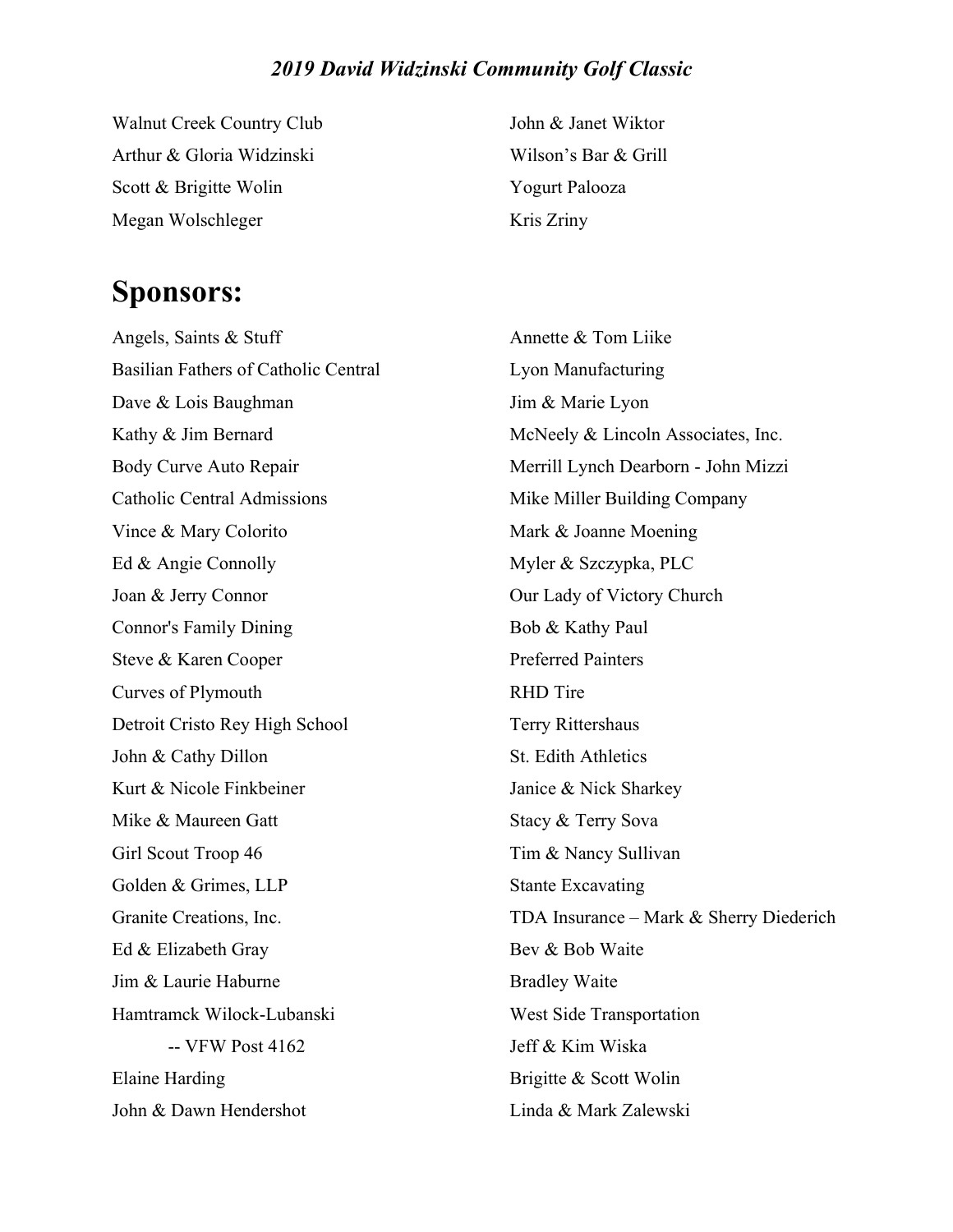Walnut Creek Country Club
Arthur & Gloria Widzinski
Scott & Brigitte Wolin
Megan Wolschleger
John & Janet Wiktor
Wilson's Bar & Grill
Yogurt Palooza
Kris Zriny

# Sponsors:

Angels, Saints & Stuff
Basilian Fathers of Catholic Central
Dave & Lois Baughman
Kathy & Jim Bernard
Body Curve Auto Repair
Catholic Central Admissions
Vince & Mary Colorito
Ed & Angie Connolly
Joan & Jerry Connor
Connor's Family Dining
Steve & Karen Cooper
Curves of Plymouth
Detroit Cristo Rey High School
John & Cathy Dillon
Kurt & Nicole Finkbeiner
Mike & Maureen Gatt
Girl Scout Troop 46
Golden & Grimes, LLP
Granite Creations, Inc.
Ed & Elizabeth Gray
Jim & Laurie Haburne
Hamtramck Wilock-Lubanski
-- VFW Post 4162
Elaine Harding
John & Dawn Hendershot
Annette & Tom Liike
Lyon Manufacturing
Jim & Marie Lyon
McNeely & Lincoln Associates, Inc.
Merrill Lynch Dearborn - John Mizzi
Mike Miller Building Company
Mark & Joanne Moening
Myler & Szczypka, PLC
Our Lady of Victory Church
Bob & Kathy Paul
Preferred Painters
RHD Tire
Terry Rittershaus
St. Edith Athletics
Janice & Nick Sharkey
Stacy & Terry Sova
Tim & Nancy Sullivan
Stante Excavating
TDA Insurance – Mark & Sherry Diederich
Bev & Bob Waite
Bradley Waite
West Side Transportation
Jeff & Kim Wiska
Brigitte & Scott Wolin
Linda & Mark Zalewski